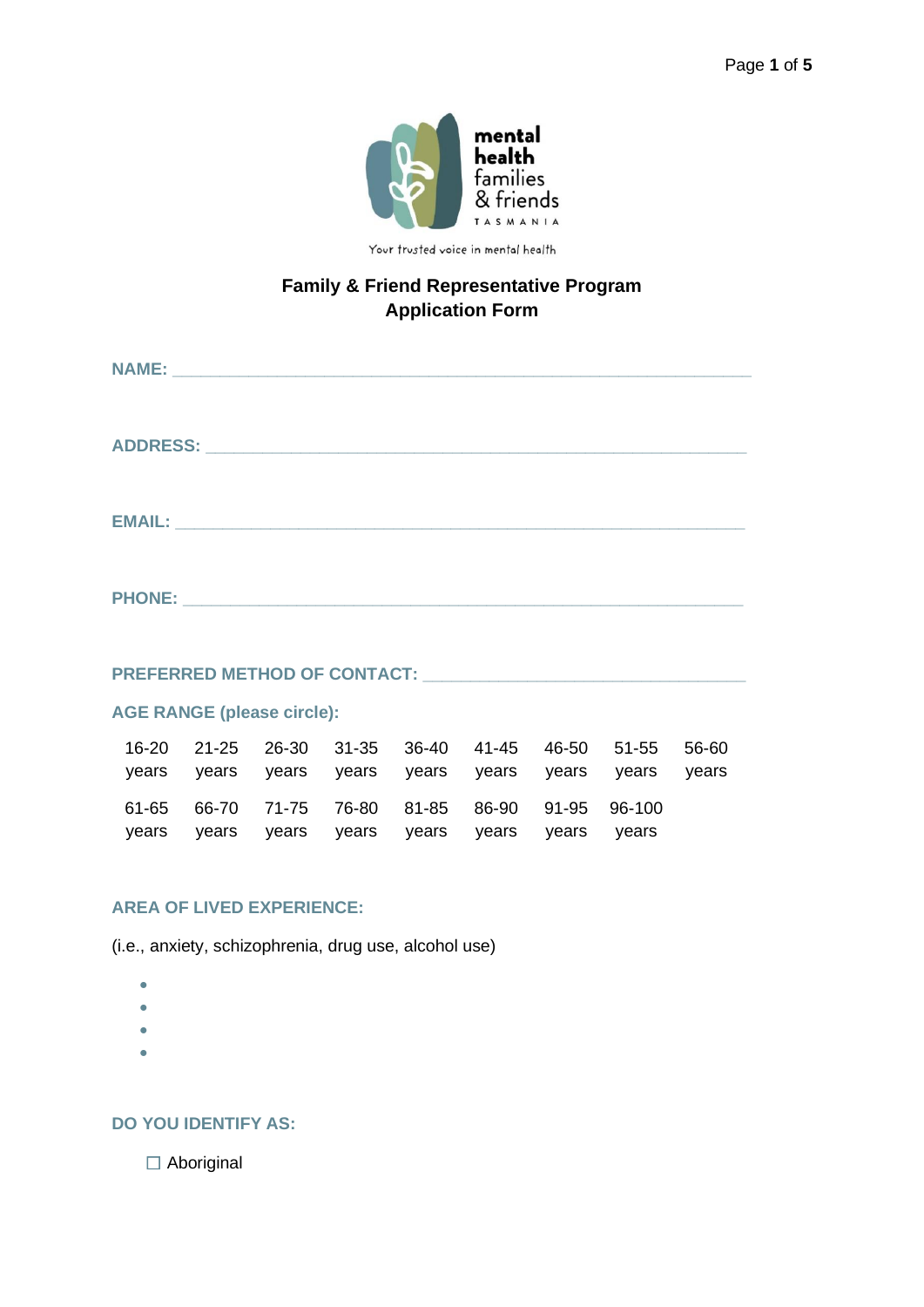mental health families & friends TASMANIA

Your trusted voice in mental health

# Family & Friend Representative Program Application Form

**NAME:** ____________________________________________________________

**ADDRESS:** __________________________________________________________

**EMAIL:** ____________________________________________________________

**PHONE:** ____________________________________________________________

**PREFERRED METHOD OF CONTACT:** ________________________________

**AGE RANGE (please circle):**

| | | | | | | | | |
|---|---|---|---|---|---|---|---|---|
| 16-20 years | 21-25 years | 26-30 years | 31-35 years | 36-40 years | 41-45 years | 46-50 years | 51-55 years | 56-60 years |
| 61-65 years | 66-70 years | 71-75 years | 76-80 years | 81-85 years | 86-90 years | 91-95 years | 96-100 years | |

**AREA OF LIVED EXPERIENCE:**

(i.e., anxiety, schizophrenia, drug use, alcohol use)

- 
- 
- 
- 

**DO YOU IDENTIFY AS:**

☐ Aboriginal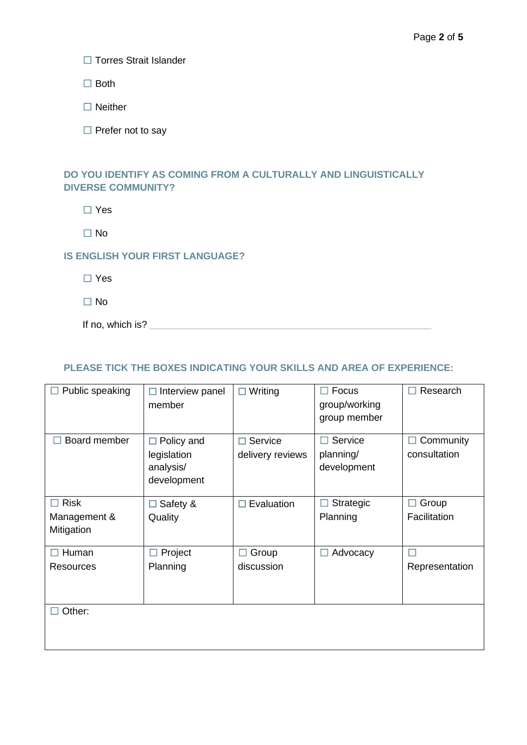☐ Torres Strait Islander

☐ Both

☐ Neither

☐ Prefer not to say

## DO YOU IDENTIFY AS COMING FROM A CULTURALLY AND LINGUISTICALLY DIVERSE COMMUNITY?

☐ Yes

☐ No

## IS ENGLISH YOUR FIRST LANGUAGE?

☐ Yes

☐ No

If no, which is? ______________________________________________________

## PLEASE TICK THE BOXES INDICATING YOUR SKILLS AND AREA OF EXPERIENCE:

| | | | | |
|---|---|---|---|---|
| ☐ Public speaking | ☐ Interview panel member | ☐ Writing | ☐ Focus group/working group member | ☐ Research |
| ☐ Board member | ☐ Policy and legislation analysis/ development | ☐ Service delivery reviews | ☐ Service planning/ development | ☐ Community consultation |
| ☐ Risk Management & Mitigation | ☐ Safety & Quality | ☐ Evaluation | ☐ Strategic Planning | ☐ Group Facilitation |
| ☐ Human Resources | ☐ Project Planning | ☐ Group discussion | ☐ Advocacy | ☐ Representation |
| ☐ Other: | | | | |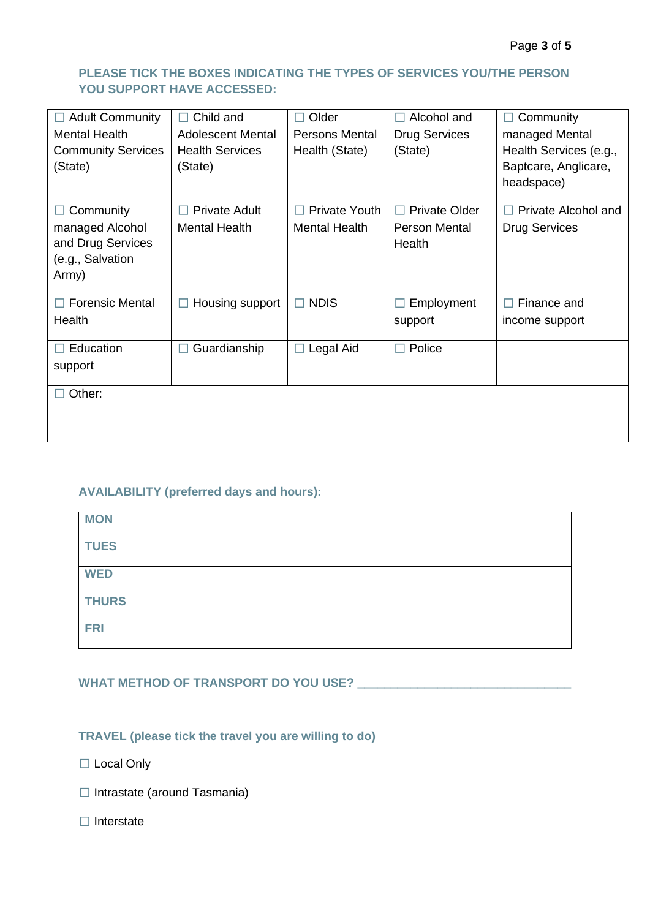## PLEASE TICK THE BOXES INDICATING THE TYPES OF SERVICES YOU/THE PERSON YOU SUPPORT HAVE ACCESSED:

| | | | | |
|---|---|---|---|---|
| ☐ Adult Community Mental Health Community Services (State) | ☐ Child and Adolescent Mental Health Services (State) | ☐ Older Persons Mental Health (State) | ☐ Alcohol and Drug Services (State) | ☐ Community managed Mental Health Services (e.g., Baptcare, Anglicare, headspace) |
| ☐ Community managed Alcohol and Drug Services (e.g., Salvation Army) | ☐ Private Adult Mental Health | ☐ Private Youth Mental Health | ☐ Private Older Person Mental Health | ☐ Private Alcohol and Drug Services |
| ☐ Forensic Mental Health | ☐ Housing support | ☐ NDIS | ☐ Employment support | ☐ Finance and income support |
| ☐ Education support | ☐ Guardianship | ☐ Legal Aid | ☐ Police | |
| ☐ Other: | | | | |

## AVAILABILITY (preferred days and hours):

| | |
|---|---|
| MON | |
| TUES | |
| WED | |
| THURS | |
| FRI | |

**WHAT METHOD OF TRANSPORT DO YOU USE?** ______________________________

## TRAVEL (please tick the travel you are willing to do)

☐ Local Only

☐ Intrastate (around Tasmania)

☐ Interstate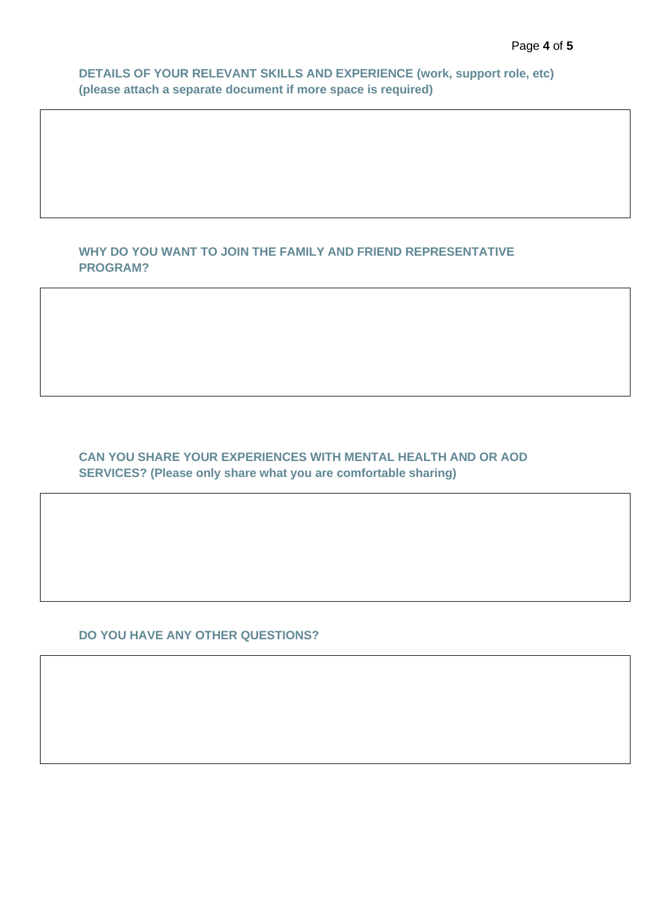**DETAILS OF YOUR RELEVANT SKILLS AND EXPERIENCE (work, support role, etc) (please attach a separate document if more space is required)**

**WHY DO YOU WANT TO JOIN THE FAMILY AND FRIEND REPRESENTATIVE PROGRAM?**

**CAN YOU SHARE YOUR EXPERIENCES WITH MENTAL HEALTH AND OR AOD SERVICES? (Please only share what you are comfortable sharing)**

**DO YOU HAVE ANY OTHER QUESTIONS?**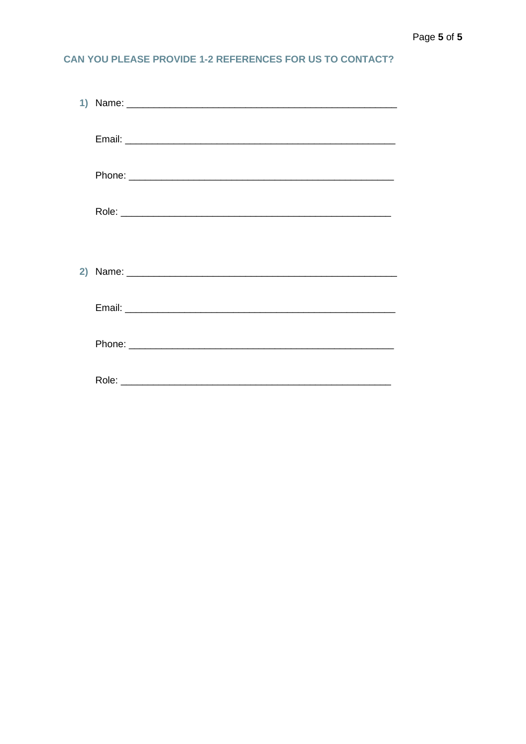## CAN YOU PLEASE PROVIDE 1-2 REFERENCES FOR US TO CONTACT?

1) Name: ___________________________________________________

   Email: ___________________________________________________

   Phone: ___________________________________________________

   Role: ___________________________________________________

2) Name: ___________________________________________________

   Email: ___________________________________________________

   Phone: ___________________________________________________

   Role: ___________________________________________________